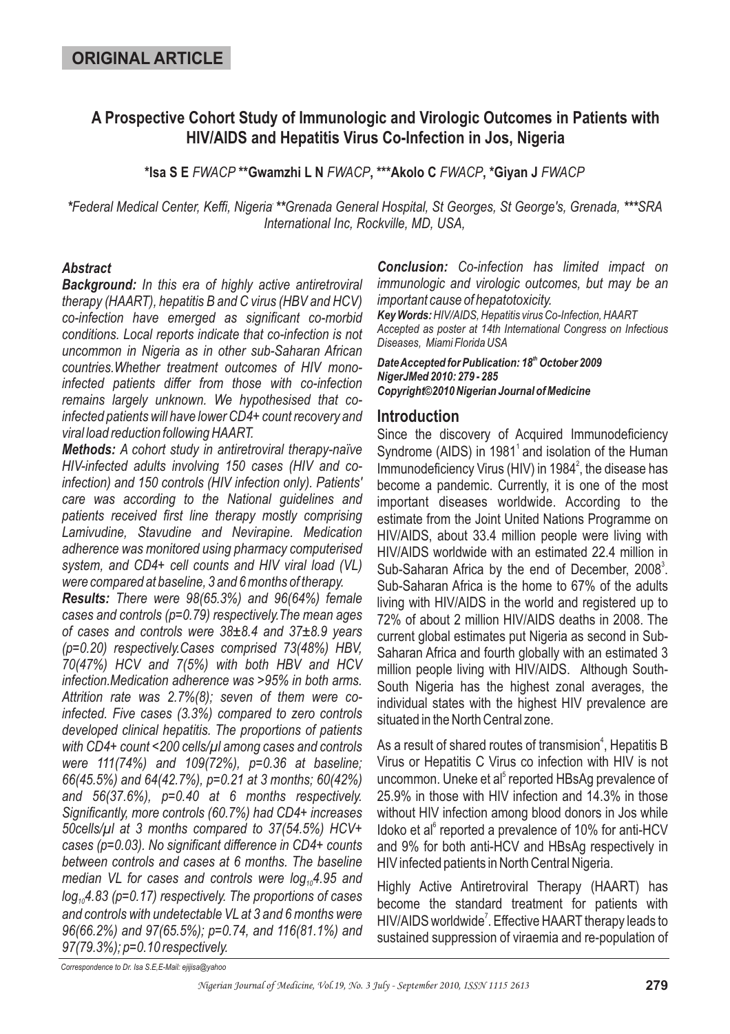## ORIGINAL ARTICLE

# A Prospective Cohort Study of Immunologic and Virologic Outcomes in Patients with HIV/AIDS and Hepatitis Virus Co-Infection in Jos, Nigeria

**\*Isa S E** *FWACP* **\*\*Gwamzhi L N** *FWACP*, **\*\*\*Akolo C** *FWACP*, **\*Giyan J** *FWACP*

*\*Federal Medical Center, Keffi, Nigeria \*\*Grenada General Hospital, St Georges, St George's, Grenada, \*\*\*SRA International Inc, Rockville, MD, USA,*

### *Abstract*

***Background:*** *In this era of highly active antiretroviral therapy (HAART), hepatitis B and C virus (HBV and HCV) co-infection have emerged as significant co-morbid conditions. Local reports indicate that co-infection is not uncommon in Nigeria as in other sub-Saharan African countries.Whether treatment outcomes of HIV mono-infected patients differ from those with co-infection remains largely unknown. We hypothesised that co-infected patients will have lower CD4+ count recovery and viral load reduction following HAART.*

***Methods:*** *A cohort study in antiretroviral therapy-naïve HIV-infected adults involving 150 cases (HIV and co-infection) and 150 controls (HIV infection only). Patients' care was according to the National guidelines and patients received first line therapy mostly comprising Lamivudine, Stavudine and Nevirapine. Medication adherence was monitored using pharmacy computerised system, and CD4+ cell counts and HIV viral load (VL) were compared at baseline, 3 and 6 months of therapy.*

***Results:*** *There were 98(65.3%) and 96(64%) female cases and controls (p=0.79) respectively.The mean ages of cases and controls were 38±8.4 and 37±8.9 years (p=0.20) respectively.Cases comprised 73(48%) HBV, 70(47%) HCV and 7(5%) with both HBV and HCV infection.Medication adherence was >95% in both arms. Attrition rate was 2.7%(8); seven of them were co-infected. Five cases (3.3%) compared to zero controls developed clinical hepatitis. The proportions of patients with CD4+ count <200 cells/µl among cases and controls were 111(74%) and 109(72%), p=0.36 at baseline; 66(45.5%) and 64(42.7%), p=0.21 at 3 months; 60(42%) and 56(37.6%), p=0.40 at 6 months respectively. Significantly, more controls (60.7%) had CD4+ increases 50cells/µl at 3 months compared to 37(54.5%) HCV+ cases (p=0.03). No significant difference in CD4+ counts between controls and cases at 6 months. The baseline median VL for cases and controls were $log_{10}4.95$ and $log_{10}4.83$ (p=0.17) respectively. The proportions of cases and controls with undetectable VL at 3 and 6 months were 96(66.2%) and 97(65.5%); p=0.74, and 116(81.1%) and 97(79.3%); p=0.10 respectively.*

***Conclusion:*** *Co-infection has limited impact on immunologic and virologic outcomes, but may be an important cause of hepatotoxicity.*

***Key Words:*** *HIV/AIDS, Hepatitis virus Co-Infection, HAART*

*Accepted as poster at 14th International Congress on Infectious Diseases, Miami Florida USA*

***Date Accepted for Publication: 18[th] October 2009***
***NigerJMed 2010: 279 - 285***
***Copyright©2010 Nigerian Journal of Medicine***

## Introduction

Since the discovery of Acquired Immunodeficiency Syndrome (AIDS) in 1981[1] and isolation of the Human Immunodeficiency Virus (HIV) in 1984[2], the disease has become a pandemic. Currently, it is one of the most important diseases worldwide. According to the estimate from the Joint United Nations Programme on HIV/AIDS, about 33.4 million people were living with HIV/AIDS worldwide with an estimated 22.4 million in Sub-Saharan Africa by the end of December, 2008[3]. Sub-Saharan Africa is the home to 67% of the adults living with HIV/AIDS in the world and registered up to 72% of about 2 million HIV/AIDS deaths in 2008. The current global estimates put Nigeria as second in Sub-Saharan Africa and fourth globally with an estimated 3 million people living with HIV/AIDS. Although South-South Nigeria has the highest zonal averages, the individual states with the highest HIV prevalence are situated in the North Central zone.

As a result of shared routes of transmision[4], Hepatitis B Virus or Hepatitis C Virus co infection with HIV is not uncommon. Uneke et al[5] reported HBsAg prevalence of 25.9% in those with HIV infection and 14.3% in those without HIV infection among blood donors in Jos while Idoko et al[6] reported a prevalence of 10% for anti-HCV and 9% for both anti-HCV and HBsAg respectively in HIV infected patients in North Central Nigeria.

Highly Active Antiretroviral Therapy (HAART) has become the standard treatment for patients with HIV/AIDS worldwide[7]. Effective HAART therapy leads to sustained suppression of viraemia and re-population of

*Correspondence to Dr. Isa S.E,E-Mail: ejijisa@yahoo*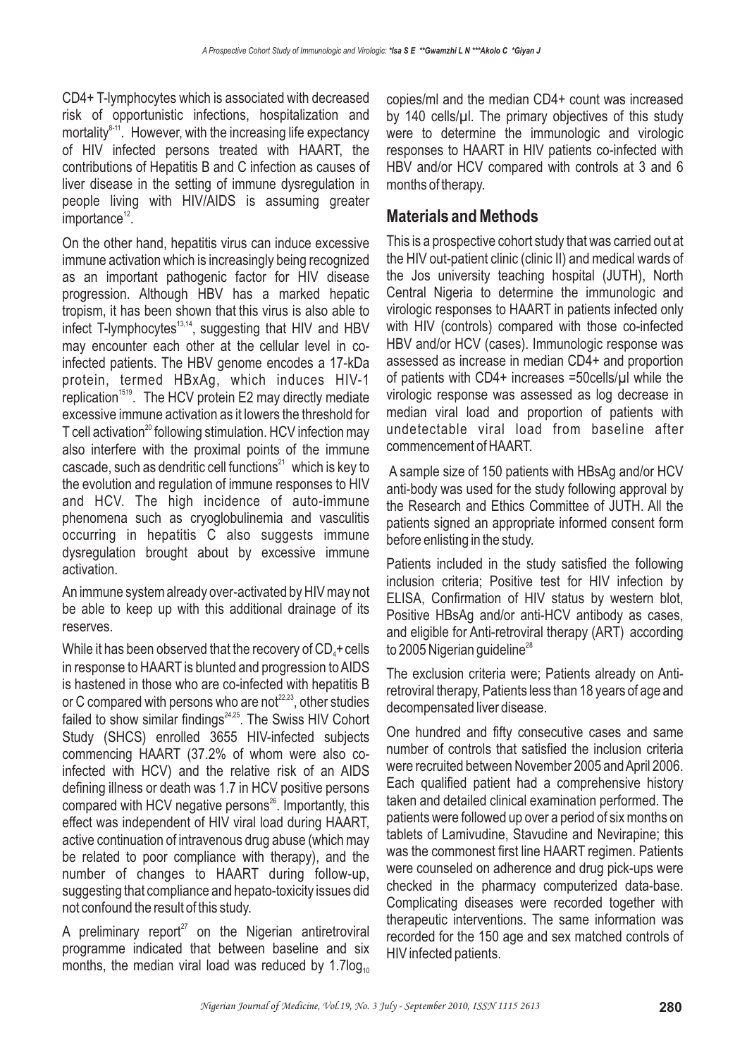CD4+ T-lymphocytes which is associated with decreased risk of opportunistic infections, hospitalization and mortality[8-11]. However, with the increasing life expectancy of HIV infected persons treated with HAART, the contributions of Hepatitis B and C infection as causes of liver disease in the setting of immune dysregulation in people living with HIV/AIDS is assuming greater importance[12].

On the other hand, hepatitis virus can induce excessive immune activation which is increasingly being recognized as an important pathogenic factor for HIV disease progression. Although HBV has a marked hepatic tropism, it has been shown that this virus is also able to infect T-lymphocytes[13,14], suggesting that HIV and HBV may encounter each other at the cellular level in co-infected patients. The HBV genome encodes a 17-kDa protein, termed HBxAg, which induces HIV-1 replication[15,19]. The HCV protein E2 may directly mediate excessive immune activation as it lowers the threshold for T cell activation[20] following stimulation. HCV infection may also interfere with the proximal points of the immune cascade, such as dendritic cell functions[21] which is key to the evolution and regulation of immune responses to HIV and HCV. The high incidence of auto-immune phenomena such as cryoglobulinemia and vasculitis occurring in hepatitis C also suggests immune dysregulation brought about by excessive immune activation.

An immune system already over-activated by HIV may not be able to keep up with this additional drainage of its reserves.

While it has been observed that the recovery of $CD_4$+ cells in response to HAART is blunted and progression to AIDS is hastened in those who are co-infected with hepatitis B or C compared with persons who are not[22,23], other studies failed to show similar findings[24,25]. The Swiss HIV Cohort Study (SHCS) enrolled 3655 HIV-infected subjects commencing HAART (37.2% of whom were also co-infected with HCV) and the relative risk of an AIDS defining illness or death was 1.7 in HCV positive persons compared with HCV negative persons[26]. Importantly, this effect was independent of HIV viral load during HAART, active continuation of intravenous drug abuse (which may be related to poor compliance with therapy), and the number of changes to HAART during follow-up, suggesting that compliance and hepato-toxicity issues did not confound the result of this study.

A preliminary report[27] on the Nigerian antiretroviral programme indicated that between baseline and six months, the median viral load was reduced by $1.7\log_{10}$ copies/ml and the median CD4+ count was increased by 140 cells/µl. The primary objectives of this study were to determine the immunologic and virologic responses to HAART in HIV patients co-infected with HBV and/or HCV compared with controls at 3 and 6 months of therapy.

## Materials and Methods

This is a prospective cohort study that was carried out at the HIV out-patient clinic (clinic II) and medical wards of the Jos university teaching hospital (JUTH), North Central Nigeria to determine the immunologic and virologic responses to HAART in patients infected only with HIV (controls) compared with those co-infected HBV and/or HCV (cases). Immunologic response was assessed as increase in median CD4+ and proportion of patients with CD4+ increases =50cells/µl while the virologic response was assessed as log decrease in median viral load and proportion of patients with undetectable viral load from baseline after commencement of HAART.

A sample size of 150 patients with HBsAg and/or HCV anti-body was used for the study following approval by the Research and Ethics Committee of JUTH. All the patients signed an appropriate informed consent form before enlisting in the study.

Patients included in the study satisfied the following inclusion criteria; Positive test for HIV infection by ELISA, Confirmation of HIV status by western blot, Positive HBsAg and/or anti-HCV antibody as cases, and eligible for Anti-retroviral therapy (ART) according to 2005 Nigerian guideline[28]

The exclusion criteria were; Patients already on Anti-retroviral therapy, Patients less than 18 years of age and decompensated liver disease.

One hundred and fifty consecutive cases and same number of controls that satisfied the inclusion criteria were recruited between November 2005 and April 2006. Each qualified patient had a comprehensive history taken and detailed clinical examination performed. The patients were followed up over a period of six months on tablets of Lamivudine, Stavudine and Nevirapine; this was the commonest first line HAART regimen. Patients were counseled on adherence and drug pick-ups were checked in the pharmacy computerized data-base. Complicating diseases were recorded together with therapeutic interventions. The same information was recorded for the 150 age and sex matched controls of HIV infected patients.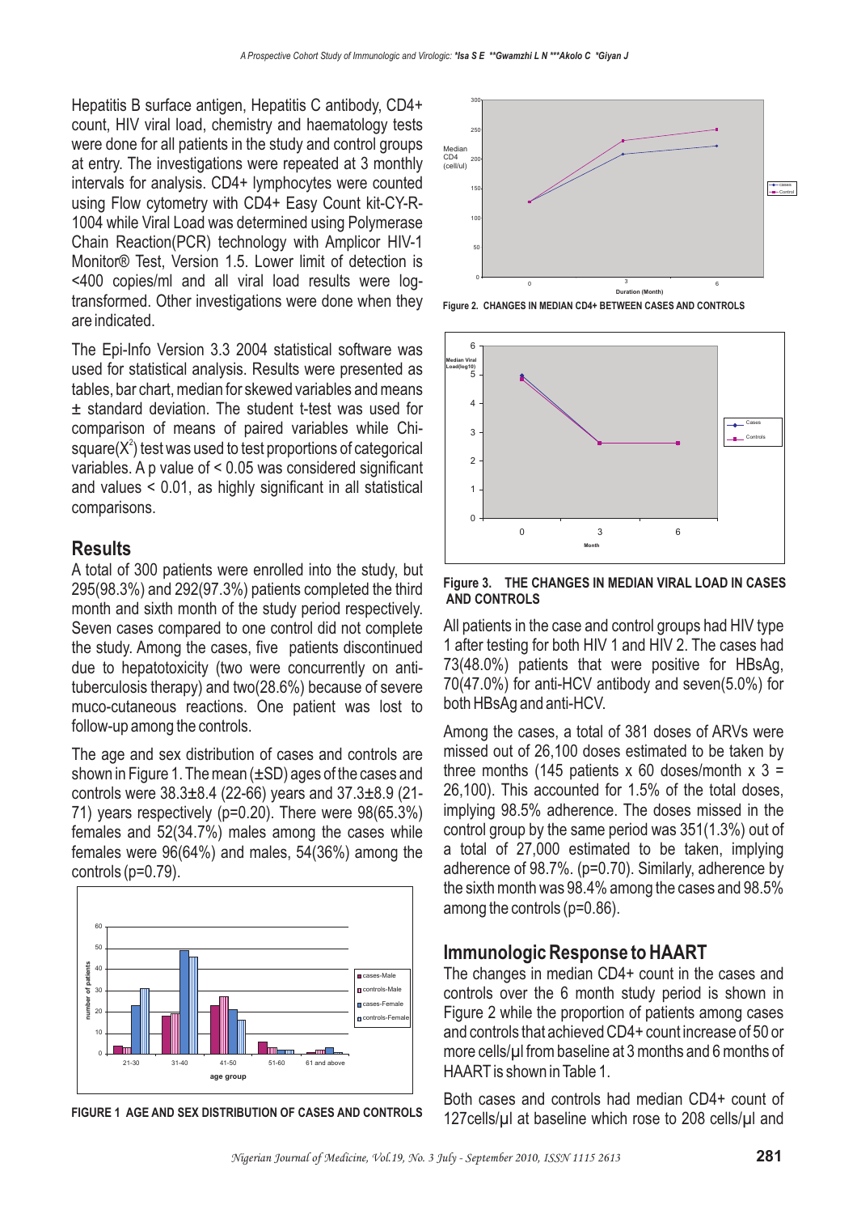Hepatitis B surface antigen, Hepatitis C antibody, CD4+ count, HIV viral load, chemistry and haematology tests were done for all patients in the study and control groups at entry. The investigations were repeated at 3 monthly intervals for analysis. CD4+ lymphocytes were counted using Flow cytometry with CD4+ Easy Count kit-CY-R-1004 while Viral Load was determined using Polymerase Chain Reaction(PCR) technology with Amplicor HIV-1 Monitor® Test, Version 1.5. Lower limit of detection is <400 copies/ml and all viral load results were log-transformed. Other investigations were done when they are indicated.

The Epi-Info Version 3.3 2004 statistical software was used for statistical analysis. Results were presented as tables, bar chart, median for skewed variables and means ± standard deviation. The student t-test was used for comparison of means of paired variables while Chi-square($X^2$) test was used to test proportions of categorical variables. A p value of $< 0.05$ was considered significant and values $< 0.01$, as highly significant in all statistical comparisons.

## Results

A total of 300 patients were enrolled into the study, but 295(98.3%) and 292(97.3%) patients completed the third month and sixth month of the study period respectively. Seven cases compared to one control did not complete the study. Among the cases, five patients discontinued due to hepatotoxicity (two were concurrently on anti-tuberculosis therapy) and two(28.6%) because of severe muco-cutaneous reactions. One patient was lost to follow-up among the controls.

The age and sex distribution of cases and controls are shown in Figure 1. The mean (±SD) ages of the cases and controls were 38.3±8.4 (22-66) years and 37.3±8.9 (21-71) years respectively (p=0.20). There were 98(65.3%) females and 52(34.7%) males among the cases while females were 96(64%) and males, 54(36%) among the controls (p=0.79).

FIGURE 1 AGE AND SEX DISTRIBUTION OF CASES AND CONTROLS

Figure 2. CHANGES IN MEDIAN CD4+ BETWEEN CASES AND CONTROLS

Figure 3. THE CHANGES IN MEDIAN VIRAL LOAD IN CASES AND CONTROLS

All patients in the case and control groups had HIV type 1 after testing for both HIV 1 and HIV 2. The cases had 73(48.0%) patients that were positive for HBsAg, 70(47.0%) for anti-HCV antibody and seven(5.0%) for both HBsAg and anti-HCV.

Among the cases, a total of 381 doses of ARVs were missed out of 26,100 doses estimated to be taken by three months (145 patients x 60 doses/month x 3 = 26,100). This accounted for 1.5% of the total doses, implying 98.5% adherence. The doses missed in the control group by the same period was 351(1.3%) out of a total of 27,000 estimated to be taken, implying adherence of 98.7%. (p=0.70). Similarly, adherence by the sixth month was 98.4% among the cases and 98.5% among the controls (p=0.86).

## Immunologic Response to HAART

The changes in median CD4+ count in the cases and controls over the 6 month study period is shown in Figure 2 while the proportion of patients among cases and controls that achieved CD4+ count increase of 50 or more cells/µl from baseline at 3 months and 6 months of HAART is shown in Table 1.

Both cases and controls had median CD4+ count of 127cells/µl at baseline which rose to 208 cells/µl and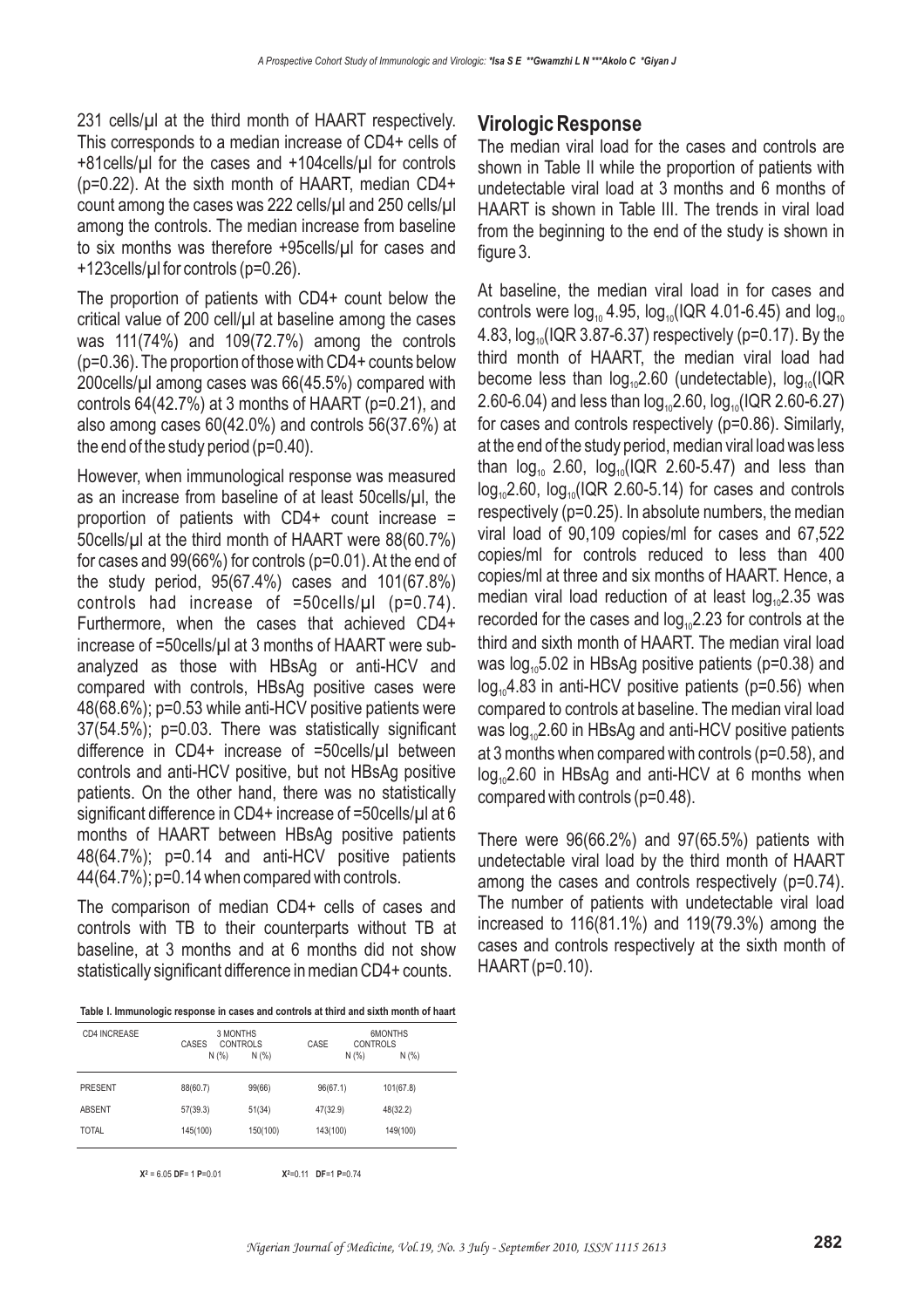231 cells/µl at the third month of HAART respectively. This corresponds to a median increase of CD4+ cells of +81cells/µl for the cases and +104cells/µl for controls (p=0.22). At the sixth month of HAART, median CD4+ count among the cases was 222 cells/µl and 250 cells/µl among the controls. The median increase from baseline to six months was therefore +95cells/µl for cases and +123cells/µl for controls (p=0.26).

The proportion of patients with CD4+ count below the critical value of 200 cell/µl at baseline among the cases was 111(74%) and 109(72.7%) among the controls (p=0.36). The proportion of those with CD4+ counts below 200cells/µl among cases was 66(45.5%) compared with controls 64(42.7%) at 3 months of HAART (p=0.21), and also among cases 60(42.0%) and controls 56(37.6%) at the end of the study period (p=0.40).

However, when immunological response was measured as an increase from baseline of at least 50cells/µl, the proportion of patients with CD4+ count increase = 50cells/µl at the third month of HAART were 88(60.7%) for cases and 99(66%) for controls (p=0.01). At the end of the study period, 95(67.4%) cases and 101(67.8%) controls had increase of =50cells/µl (p=0.74). Furthermore, when the cases that achieved CD4+ increase of =50cells/µl at 3 months of HAART were sub-analyzed as those with HBsAg or anti-HCV and compared with controls, HBsAg positive cases were 48(68.6%); p=0.53 while anti-HCV positive patients were 37(54.5%); p=0.03. There was statistically significant difference in CD4+ increase of =50cells/µl between controls and anti-HCV positive, but not HBsAg positive patients. On the other hand, there was no statistically significant difference in CD4+ increase of =50cells/µl at 6 months of HAART between HBsAg positive patients 48(64.7%); p=0.14 and anti-HCV positive patients 44(64.7%); p=0.14 when compared with controls.

The comparison of median CD4+ cells of cases and controls with TB to their counterparts without TB at baseline, at 3 months and at 6 months did not show statistically significant difference in median CD4+ counts.

**Table I. Immunologic response in cases and controls at third and sixth month of haart**

| CD4 INCREASE | 3 MONTHS | | 6MONTHS | |
|---|---|---|---|---|
| | CASES N (%) | CONTROLS N (%) | CASE N (%) | CONTROLS N (%) |
| PRESENT | 88(60.7) | 99(66) | 96(67.1) | 101(67.8) |
| ABSENT | 57(39.3) | 51(34) | 47(32.9) | 48(32.2) |
| TOTAL | 145(100) | 150(100) | 143(100) | 149(100) |

$X^2$ = 6.05 **DF**= 1 **P**=0.01 $X^2$=0.11 **DF**=1 **P**=0.74

## Virologic Response

The median viral load for the cases and controls are shown in Table II while the proportion of patients with undetectable viral load at 3 months and 6 months of HAART is shown in Table III. The trends in viral load from the beginning to the end of the study is shown in figure 3.

At baseline, the median viral load in for cases and controls were $\log_{10}$ 4.95, $\log_{10}$(IQR 4.01-6.45) and $\log_{10}$ 4.83, $\log_{10}$(IQR 3.87-6.37) respectively (p=0.17). By the third month of HAART, the median viral load had become less than $\log_{10}$2.60 (undetectable), $\log_{10}$(IQR 2.60-6.04) and less than $\log_{10}$2.60, $\log_{10}$(IQR 2.60-6.27) for cases and controls respectively (p=0.86). Similarly, at the end of the study period, median viral load was less than $\log_{10}$ 2.60, $\log_{10}$(IQR 2.60-5.47) and less than $\log_{10}$2.60, $\log_{10}$(IQR 2.60-5.14) for cases and controls respectively (p=0.25). In absolute numbers, the median viral load of 90,109 copies/ml for cases and 67,522 copies/ml for controls reduced to less than 400 copies/ml at three and six months of HAART. Hence, a median viral load reduction of at least $\log_{10}$2.35 was recorded for the cases and $\log_{10}$2.23 for controls at the third and sixth month of HAART. The median viral load was $\log_{10}$5.02 in HBsAg positive patients (p=0.38) and $\log_{10}$4.83 in anti-HCV positive patients (p=0.56) when compared to controls at baseline. The median viral load was $\log_{10}$2.60 in HBsAg and anti-HCV positive patients at 3 months when compared with controls (p=0.58), and $\log_{10}$2.60 in HBsAg and anti-HCV at 6 months when compared with controls (p=0.48).

There were 96(66.2%) and 97(65.5%) patients with undetectable viral load by the third month of HAART among the cases and controls respectively (p=0.74). The number of patients with undetectable viral load increased to 116(81.1%) and 119(79.3%) among the cases and controls respectively at the sixth month of HAART (p=0.10).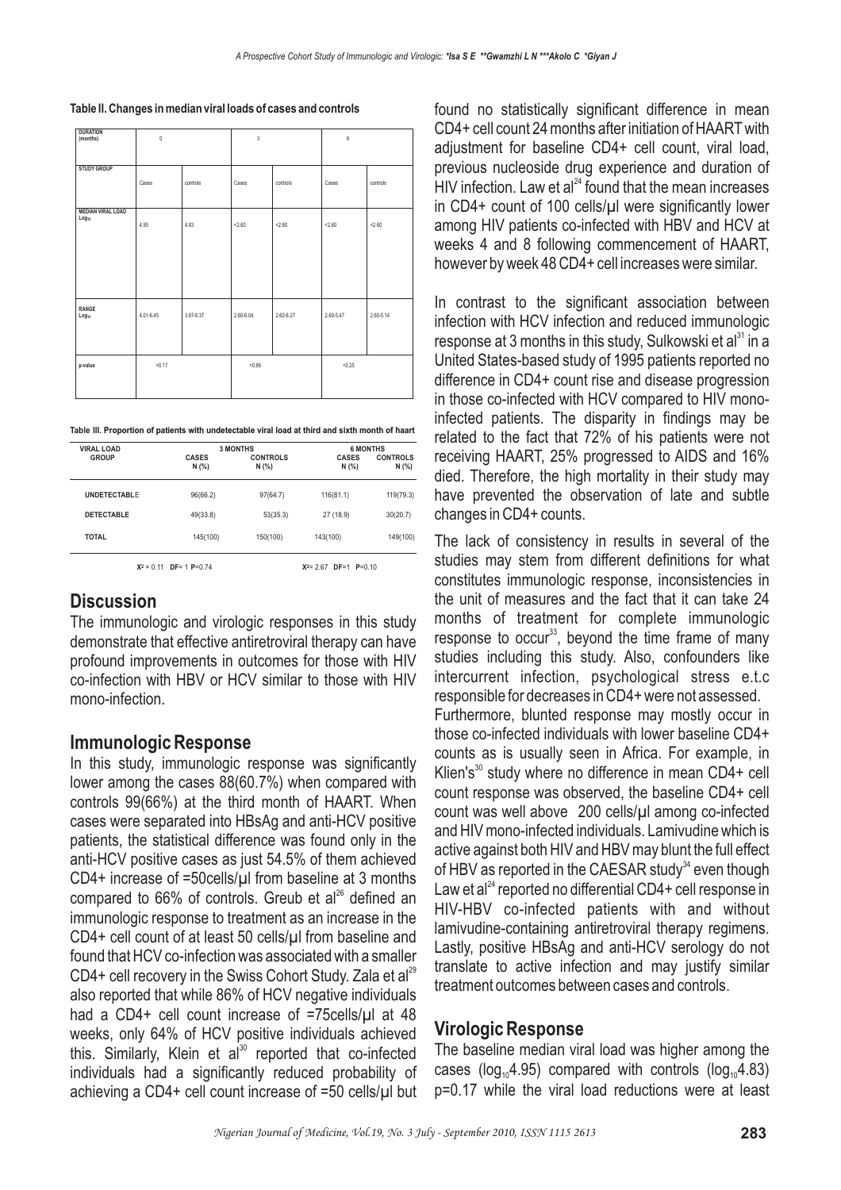**Table II. Changes in median viral loads of cases and controls**

| DURATION (months) | 0 | | 3 | | 6 | |
|---|---|---|---|---|---|---|
| STUDY GROUP | Cases | controls | Cases | controls | Cases | controls |
| MEDIAN VIRAL LOAD $Log_{10}$ | 4.95 | 4.83 | <2.60 | <2.60 | <2.60 | <2.60 |
| RANGE $Log_{10}$ | 4.01-6.45 | 3.87-6.37 | 2.60-6.04 | 2.60-6.27 | 2.60-5.47 | 2.60-5.14 |
| p-value | =0.17 | | =0.86 | | =0.25 | |

**Table III. Proportion of patients with undetectable viral load at third and sixth month of haart**

| VIRAL LOAD GROUP | 3 MONTHS CASES N (%) | 3 MONTHS CONTROLS N (%) | 6 MONTHS CASES N (%) | 6 MONTHS CONTROLS N (%) |
|---|---|---|---|---|
| UNDETECTABLE | 96(66.2) | 97(64.7) | 116(81.1) | 119(79.3) |
| DETECTABLE | 49(33.8) | 53(35.3) | 27 (18.9) | 30(20.7) |
| TOTAL | 145(100) | 150(100) | 143(100) | 149(100) |
| | $X^2$ = 0.11 DF= 1 P=0.74 | | $X^2$= 2.67 DF=1 P=0.10 | |

## Discussion

The immunologic and virologic responses in this study demonstrate that effective antiretroviral therapy can have profound improvements in outcomes for those with HIV co-infection with HBV or HCV similar to those with HIV mono-infection.

### Immunologic Response

In this study, immunologic response was significantly lower among the cases 88(60.7%) when compared with controls 99(66%) at the third month of HAART. When cases were separated into HBsAg and anti-HCV positive patients, the statistical difference was found only in the anti-HCV positive cases as just 54.5% of them achieved CD4+ increase of =50cells/µl from baseline at 3 months compared to 66% of controls. Greub et al[26] defined an immunologic response to treatment as an increase in the CD4+ cell count of at least 50 cells/µl from baseline and found that HCV co-infection was associated with a smaller CD4+ cell recovery in the Swiss Cohort Study. Zala et al[29] also reported that while 86% of HCV negative individuals had a CD4+ cell count increase of =75cells/µl at 48 weeks, only 64% of HCV positive individuals achieved this. Similarly, Klein et al[30] reported that co-infected individuals had a significantly reduced probability of achieving a CD4+ cell count increase of =50 cells/µl but found no statistically significant difference in mean CD4+ cell count 24 months after initiation of HAART with adjustment for baseline CD4+ cell count, viral load, previous nucleoside drug experience and duration of HIV infection. Law et al[24] found that the mean increases in CD4+ count of 100 cells/µl were significantly lower among HIV patients co-infected with HBV and HCV at weeks 4 and 8 following commencement of HAART, however by week 48 CD4+ cell increases were similar.

In contrast to the significant association between infection with HCV infection and reduced immunologic response at 3 months in this study, Sulkowski et al[31] in a United States-based study of 1995 patients reported no difference in CD4+ count rise and disease progression in those co-infected with HCV compared to HIV mono-infected patients. The disparity in findings may be related to the fact that 72% of his patients were not receiving HAART, 25% progressed to AIDS and 16% died. Therefore, the high mortality in their study may have prevented the observation of late and subtle changes in CD4+ counts.

The lack of consistency in results in several of the studies may stem from different definitions for what constitutes immunologic response, inconsistencies in the unit of measures and the fact that it can take 24 months of treatment for complete immunologic response to occur[33], beyond the time frame of many studies including this study. Also, confounders like intercurrent infection, psychological stress e.t.c responsible for decreases in CD4+ were not assessed.

Furthermore, blunted response may mostly occur in those co-infected individuals with lower baseline CD4+ counts as is usually seen in Africa. For example, in Klien's[30] study where no difference in mean CD4+ cell count response was observed, the baseline CD4+ cell count was well above 200 cells/µl among co-infected and HIV mono-infected individuals. Lamivudine which is active against both HIV and HBV may blunt the full effect of HBV as reported in the CAESAR study[34] even though Law et al[24] reported no differential CD4+ cell response in HIV-HBV co-infected patients with and without lamivudine-containing antiretroviral therapy regimens. Lastly, positive HBsAg and anti-HCV serology do not translate to active infection and may justify similar treatment outcomes between cases and controls.

### Virologic Response

The baseline median viral load was higher among the cases ($\log_{10}$4.95) compared with controls ($\log_{10}$4.83) p=0.17 while the viral load reductions were at least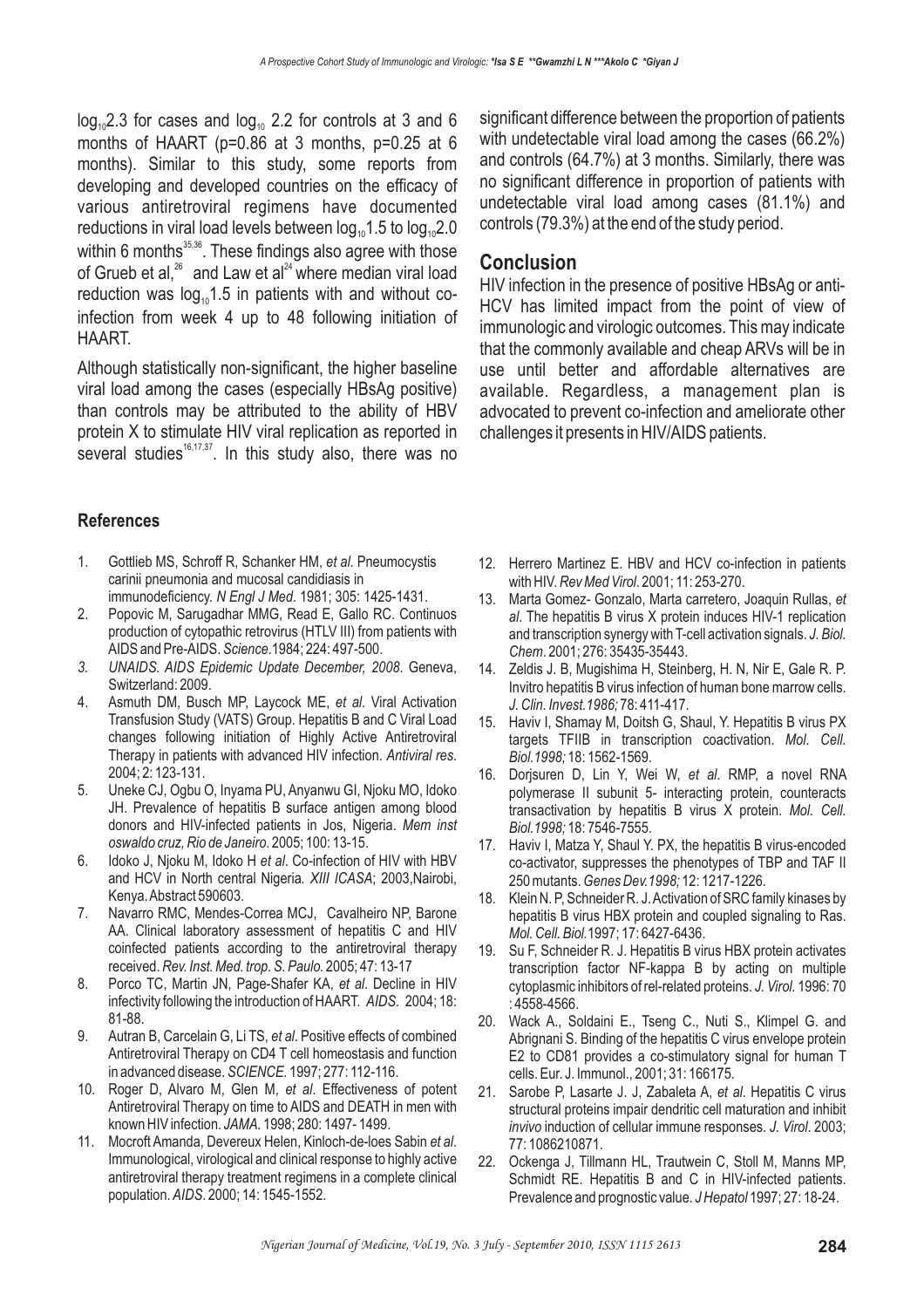$\log_{10}2.3$ for cases and $\log_{10}$ 2.2 for controls at 3 and 6 months of HAART (p=0.86 at 3 months, p=0.25 at 6 months). Similar to this study, some reports from developing and developed countries on the efficacy of various antiretroviral regimens have documented reductions in viral load levels between $\log_{10}1.5$ to $\log_{10}2.0$ within 6 months[35,36]. These findings also agree with those of Grueb et al,[26] and Law et al[24] where median viral load reduction was $\log_{10}1.5$ in patients with and without co-infection from week 4 up to 48 following initiation of HAART.

Although statistically non-significant, the higher baseline viral load among the cases (especially HBsAg positive) than controls may be attributed to the ability of HBV protein X to stimulate HIV viral replication as reported in several studies[16,17,37]. In this study also, there was no significant difference between the proportion of patients with undetectable viral load among the cases (66.2%) and controls (64.7%) at 3 months. Similarly, there was no significant difference in proportion of patients with undetectable viral load among cases (81.1%) and controls (79.3%) at the end of the study period.

## Conclusion

HIV infection in the presence of positive HBsAg or anti-HCV has limited impact from the point of view of immunologic and virologic outcomes. This may indicate that the commonly available and cheap ARVs will be in use until better and affordable alternatives are available. Regardless, a management plan is advocated to prevent co-infection and ameliorate other challenges it presents in HIV/AIDS patients.

## References

1. Gottlieb MS, Schroff R, Schanker HM, *et al*. Pneumocystis carinii pneumonia and mucosal candidiasis in immunodeficiency. *N Engl J Med*. 1981; 305: 1425-1431.
2. Popovic M, Sarugadhar MMG, Read E, Gallo RC. Continuos production of cytopathic retrovirus (HTLV III) from patients with AIDS and Pre-AIDS. *Science*.1984; 224: 497-500.
3. *UNAIDS. AIDS Epidemic Update December, 2008*. Geneva, Switzerland: 2009.
4. Asmuth DM, Busch MP, Laycock ME, *et al*. Viral Activation Transfusion Study (VATS) Group. Hepatitis B and C Viral Load changes following initiation of Highly Active Antiretroviral Therapy in patients with advanced HIV infection. *Antiviral res*. 2004; 2: 123-131.
5. Uneke CJ, Ogbu O, Inyama PU, Anyanwu GI, Njoku MO, Idoko JH. Prevalence of hepatitis B surface antigen among blood donors and HIV-infected patients in Jos, Nigeria. *Mem inst oswaldo cruz, Rio de Janeiro*. 2005; 100: 13-15.
6. Idoko J, Njoku M, Idoko H *et al*. Co-infection of HIV with HBV and HCV in North central Nigeria. *XIII ICASA*; 2003,Nairobi, Kenya. Abstract 590603.
7. Navarro RMC, Mendes-Correa MCJ, Cavalheiro NP, Barone AA. Clinical laboratory assessment of hepatitis C and HIV coinfected patients according to the antiretroviral therapy received. *Rev. Inst. Med. trop. S. Paulo.* 2005; 47: 13-17
8. Porco TC, Martin JN, Page-Shafer KA, *et al*. Decline in HIV infectivity following the introduction of HAART. *AIDS*. 2004; 18: 81-88.
9. Autran B, Carcelain G, Li TS, *et al*. Positive effects of combined Antiretroviral Therapy on CD4 T cell homeostasis and function in advanced disease. *SCIENCE*. 1997; 277: 112-116.
10. Roger D, Alvaro M, Glen M, *et al*. Effectiveness of potent Antiretroviral Therapy on time to AIDS and DEATH in men with known HIV infection. *JAMA*. 1998; 280: 1497- 1499.
11. Mocroft Amanda, Devereux Helen, Kinloch-de-loes Sabin *et al*. Immunological, virological and clinical response to highly active antiretroviral therapy treatment regimens in a complete clinical population. *AIDS*. 2000; 14: 1545-1552.
12. Herrero Martinez E. HBV and HCV co-infection in patients with HIV. *Rev Med Virol*. 2001; 11: 253-270.
13. Marta Gomez- Gonzalo, Marta carretero, Joaquin Rullas, *et al*. The hepatitis B virus X protein induces HIV-1 replication and transcription synergy with T-cell activation signals. *J. Biol. Chem*. 2001; 276: 35435-35443.
14. Zeldis J. B, Mugishima H, Steinberg, H. N, Nir E, Gale R. P. Invitro hepatitis B virus infection of human bone marrow cells. *J. Clin. Invest.1986;* 78: 411-417.
15. Haviv I, Shamay M, Doitsh G, Shaul, Y. Hepatitis B virus PX targets TFIIB in transcription coactivation. *Mol. Cell. Biol.1998;* 18: 1562-1569.
16. Dorjsuren D, Lin Y, Wei W, *et al*. RMP, a novel RNA polymerase II subunit 5- interacting protein, counteracts transactivation by hepatitis B virus X protein. *Mol. Cell. Biol.1998;* 18: 7546-7555.
17. Haviv I, Matza Y, Shaul Y. PX, the hepatitis B virus-encoded co-activator, suppresses the phenotypes of TBP and TAF II 250 mutants. *Genes Dev.1998;* 12: 1217-1226.
18. Klein N. P, Schneider R. J. Activation of SRC family kinases by hepatitis B virus HBX protein and coupled signaling to Ras. *Mol. Cell. Biol.*1997; 17: 6427-6436.
19. Su F, Schneider R. J. Hepatitis B virus HBX protein activates transcription factor NF-kappa B by acting on multiple cytoplasmic inhibitors of rel-related proteins. *J. Virol*. 1996: 70 : 4558-4566.
20. Wack A., Soldaini E., Tseng C., Nuti S., Klimpel G. and Abrignani S. Binding of the hepatitis C virus envelope protein E2 to CD81 provides a co-stimulatory signal for human T cells. Eur. J. Immunol., 2001; 31: 166175.
21. Sarobe P, Lasarte J. J, Zabaleta A, *et al*. Hepatitis C virus structural proteins impair dendritic cell maturation and inhibit *invivo* induction of cellular immune responses. *J. Virol*. 2003; 77: 1086210871.
22. Ockenga J, Tillmann HL, Trautwein C, Stoll M, Manns MP, Schmidt RE. Hepatitis B and C in HIV-infected patients. Prevalence and prognostic value. *J Hepatol* 1997; 27: 18-24.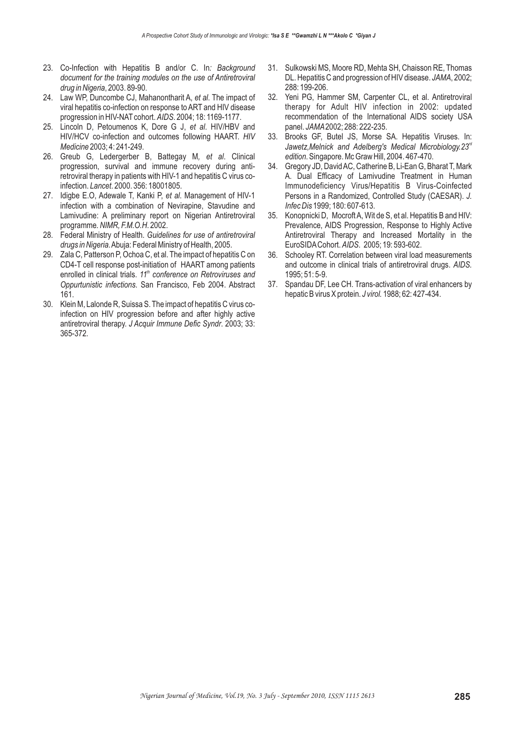23. Co-Infection with Hepatitis B and/or C. In*: Background document for the training modules on the use of Antiretroviral drug in Nigeria*, 2003. 89-90.
24. Law WP, Duncombe CJ, Mahanontharit A, *et al*. The impact of viral hepatitis co-infection on response to ART and HIV disease progression in HIV-NAT cohort. *AIDS*. 2004; 18: 1169-1177.
25. Lincoln D, Petoumenos K, Dore G J, *et al*. HIV/HBV and HIV/HCV co-infection and outcomes following HAART. *HIV Medicine* 2003; 4: 241-249.
26. Greub G, Ledergerber B, Battegay M*, et al*. Clinical progression, survival and immune recovery during anti-retroviral therapy in patients with HIV-1 and hepatitis C virus co-infection. *Lancet*. 2000. 356: 18001805.
27. Idigbe E.O, Adewale T, Kanki P, *et al*. Management of HIV-1 infection with a combination of Nevirapine, Stavudine and Lamivudine: A preliminary report on Nigerian Antiretroviral programme. *NIMR, F.M.O.H*. 2002.
28. Federal Ministry of Health. *Guidelines for use of antiretroviral drugs in Nigeria*. Abuja: Federal Ministry of Health, 2005.
29. Zala C, Patterson P, Ochoa C, et al. The impact of hepatitis C on CD4-T cell response post-initiation of HAART among patients enrolled in clinical trials. *11th conference on Retroviruses and Oppurtunistic infections*. San Francisco, Feb 2004. Abstract 161.
30. Klein M, Lalonde R, Suissa S. The impact of hepatitis C virus co-infection on HIV progression before and after highly active antiretroviral therapy. *J Acquir Immune Defic Syndr*. 2003; 33: 365-372.
31. Sulkowski MS, Moore RD, Mehta SH, Chaisson RE, Thomas DL. Hepatitis C and progression of HIV disease. *JAMA*, 2002; 288: 199-206.
32. Yeni PG, Hammer SM, Carpenter CL, et al. Antiretroviral therapy for Adult HIV infection in 2002: updated recommendation of the International AIDS society USA panel. *JAMA* 2002; 288: 222-235.
33. Brooks GF, Butel JS, Morse SA. Hepatitis Viruses. In: *Jawetz,Melnick and Adelberg's Medical Microbiology.23rd edition*. Singapore. Mc Graw Hill, 2004. 467-470.
34. Gregory JD, David AC, Catherine B, Li-Ean G, Bharat T, Mark A. Dual Efficacy of Lamivudine Treatment in Human Immunodeficiency Virus/Hepatitis B Virus-Coinfected Persons in a Randomized, Controlled Study (CAESAR). *J. Infec Dis* 1999; 180: 607-613.
35. Konopnicki D, Mocroft A, Wit de S, et al. Hepatitis B and HIV: Prevalence, AIDS Progression, Response to Highly Active Antiretroviral Therapy and Increased Mortality in the EuroSIDA Cohort. *AIDS*. 2005; 19: 593-602.
36. Schooley RT. Correlation between viral load measurements and outcome in clinical trials of antiretroviral drugs. *AIDS.* 1995; 51: 5-9.
37. Spandau DF, Lee CH. Trans-activation of viral enhancers by hepatic B virus X protein. *J virol.* 1988; 62: 427-434.